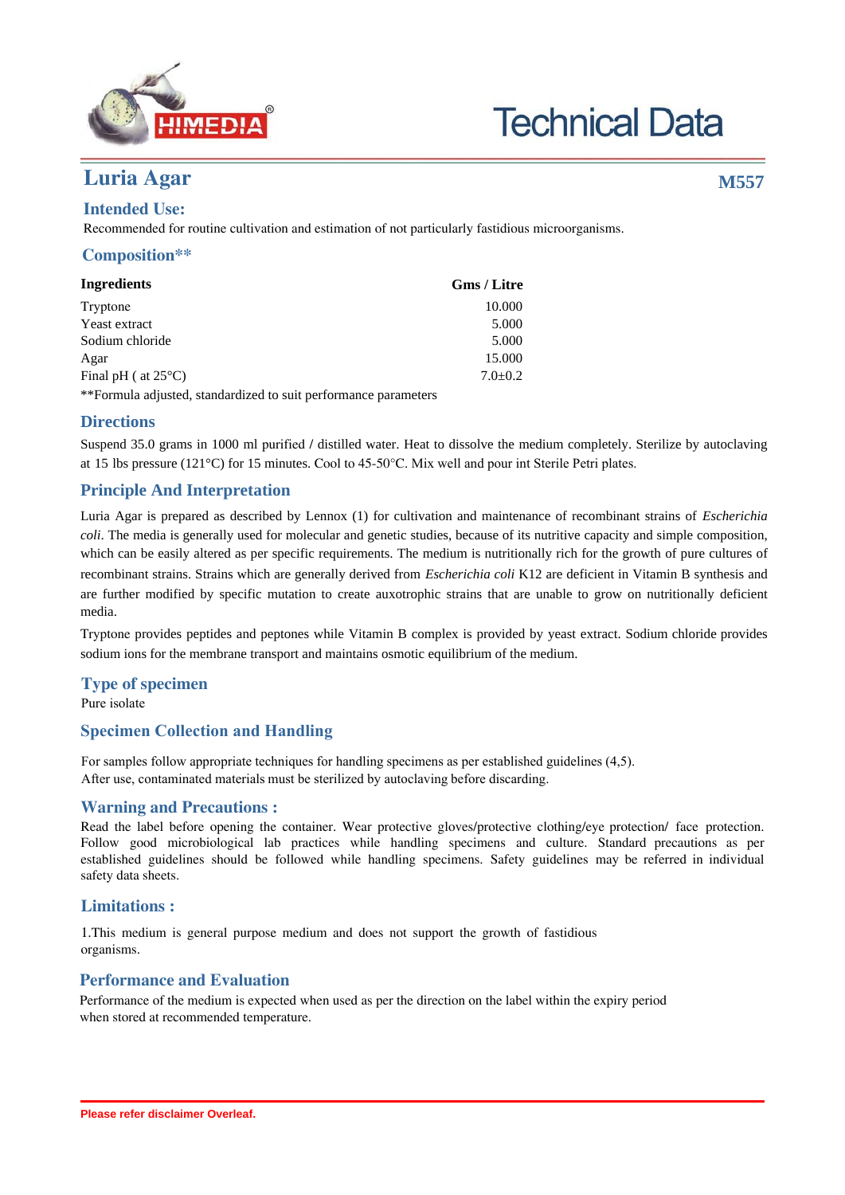# Technical Data

## Luria Agar

**M557**

### Intended Use:

Recommended for routine cultivation and estimation of not particularly fastidious microorganisms.

### Composition**

| Ingredients | Gms / Litre |
|---|---|
| Tryptone | 10.000 |
| Yeast extract | 5.000 |
| Sodium chloride | 5.000 |
| Agar | 15.000 |
| Final pH ( at 25°C) | 7.0±0.2 |

**Formula adjusted, standardized to suit performance parameters

### Directions

Suspend 35.0 grams in 1000 ml purified / distilled water. Heat to dissolve the medium completely. Sterilize by autoclaving at 15 lbs pressure (121°C) for 15 minutes. Cool to 45-50°C. Mix well and pour int Sterile Petri plates.

### Principle And Interpretation

Luria Agar is prepared as described by Lennox (1) for cultivation and maintenance of recombinant strains of *Escherichia coli*. The media is generally used for molecular and genetic studies, because of its nutritive capacity and simple composition, which can be easily altered as per specific requirements. The medium is nutritionally rich for the growth of pure cultures of recombinant strains. Strains which are generally derived from *Escherichia coli* K12 are deficient in Vitamin B synthesis and are further modified by specific mutation to create auxotrophic strains that are unable to grow on nutritionally deficient media.

Tryptone provides peptides and peptones while Vitamin B complex is provided by yeast extract. Sodium chloride provides sodium ions for the membrane transport and maintains osmotic equilibrium of the medium.

### Type of specimen

Pure isolate

### Specimen Collection and Handling

For samples follow appropriate techniques for handling specimens as per established guidelines (4,5).
After use, contaminated materials must be sterilized by autoclaving before discarding.

### Warning and Precautions :

Read the label before opening the container. Wear protective gloves/protective clothing/eye protection/ face protection. Follow good microbiological lab practices while handling specimens and culture. Standard precautions as per established guidelines should be followed while handling specimens. Safety guidelines may be referred in individual safety data sheets.

### Limitations :

1.This medium is general purpose medium and does not support the growth of fastidious organisms.

### Performance and Evaluation

Performance of the medium is expected when used as per the direction on the label within the expiry period when stored at recommended temperature.

Please refer disclaimer Overleaf.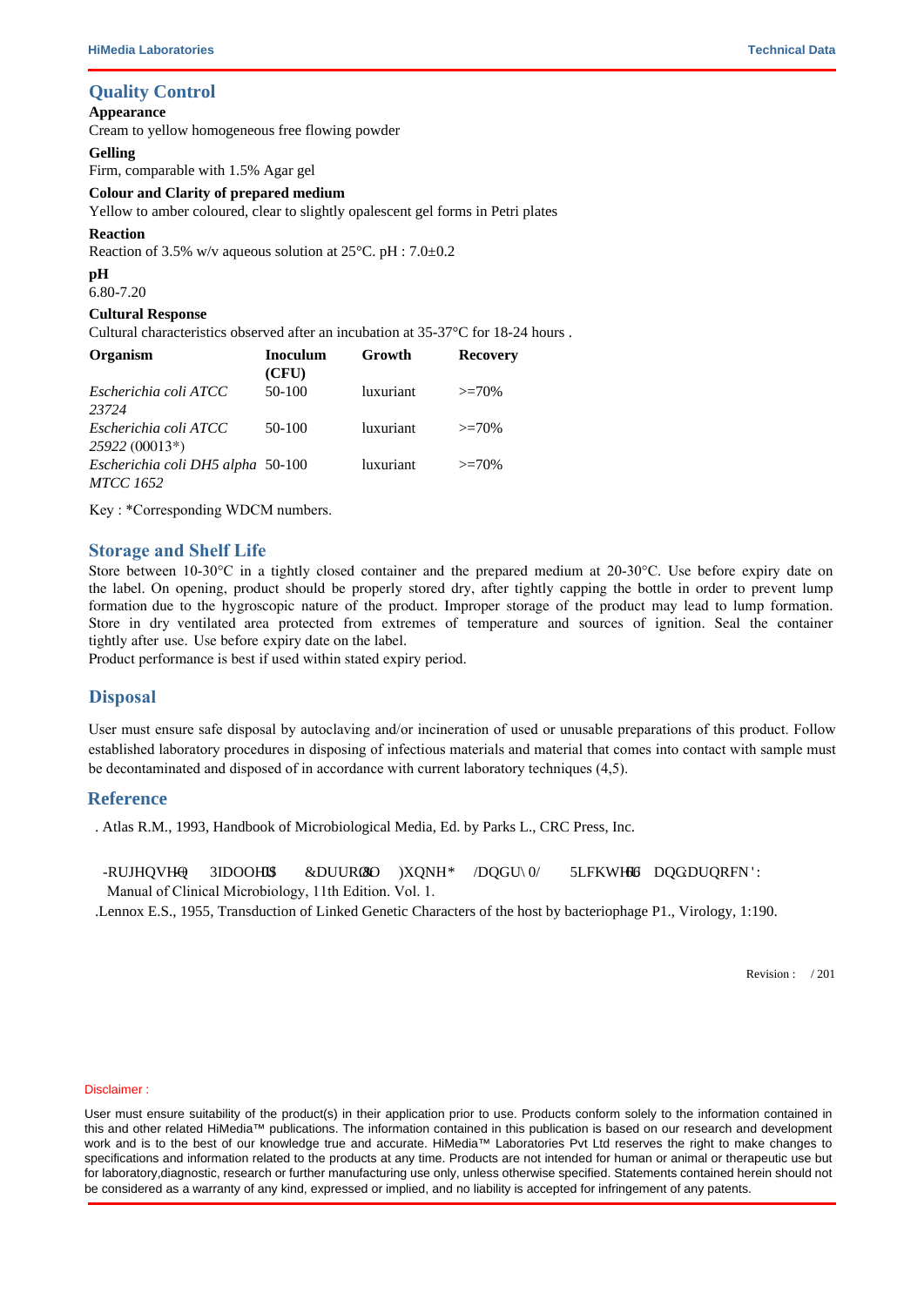## Quality Control

**Appearance**

Cream to yellow homogeneous free flowing powder

**Gelling**

Firm, comparable with 1.5% Agar gel

**Colour and Clarity of prepared medium**

Yellow to amber coloured, clear to slightly opalescent gel forms in Petri plates

**Reaction**

Reaction of 3.5% w/v aqueous solution at 25°C. pH : 7.0±0.2

**pH**

6.80-7.20

**Cultural Response**

Cultural characteristics observed after an incubation at 35-37°C for 18-24 hours .

| Organism | Inoculum (CFU) | Growth | Recovery |
|---|---|---|---|
| *Escherichia coli ATCC 23724* | 50-100 | luxuriant | >=70% |
| *Escherichia coli ATCC 25922* (00013*) | 50-100 | luxuriant | >=70% |
| *Escherichia coli DH5 alpha MTCC 1652* | 50-100 | luxuriant | >=70% |

Key : *Corresponding WDCM numbers.

## Storage and Shelf Life

Store between 10-30°C in a tightly closed container and the prepared medium at 20-30°C. Use before expiry date on the label. On opening, product should be properly stored dry, after tightly capping the bottle in order to prevent lump formation due to the hygroscopic nature of the product. Improper storage of the product may lead to lump formation. Store in dry ventilated area protected from extremes of temperature and sources of ignition. Seal the container tightly after use. Use before expiry date on the label.

Product performance is best if used within stated expiry period.

## Disposal

User must ensure safe disposal by autoclaving and/or incineration of used or unusable preparations of this product. Follow established laboratory procedures in disposing of infectious materials and material that comes into contact with sample must be decontaminated and disposed of in accordance with current laboratory techniques (4,5).

## Reference

. Atlas R.M., 1993, Handbook of Microbiological Media, Ed. by Parks L., CRC Press, Inc.

-RUJHQVHQ 3IDOOHU0$ &DUUROO. )XQNH* /DQGU\0/ 5LFKWHU66 DQG:DUQRFN'Z: Manual of Clinical Microbiology, 11th Edition. Vol. 1.

.Lennox E.S., 1955, Transduction of Linked Genetic Characters of the host by bacteriophage P1., Virology, 1:190.

Revision : / 201

Disclaimer :

User must ensure suitability of the product(s) in their application prior to use. Products conform solely to the information contained in this and other related HiMedia™ publications. The information contained in this publication is based on our research and development work and is to the best of our knowledge true and accurate. HiMedia™ Laboratories Pvt Ltd reserves the right to make changes to specifications and information related to the products at any time. Products are not intended for human or animal or therapeutic use but for laboratory,diagnostic, research or further manufacturing use only, unless otherwise specified. Statements contained herein should not be considered as a warranty of any kind, expressed or implied, and no liability is accepted for infringement of any patents.